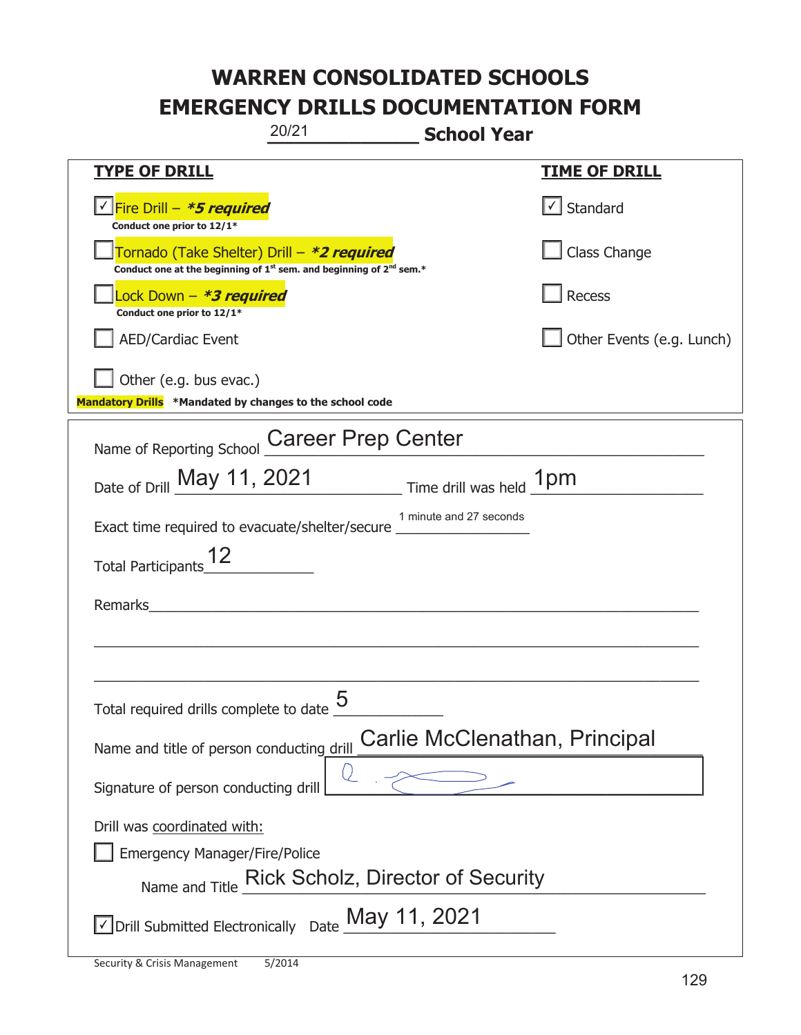# WARREN CONSOLIDATED SCHOOLS
# EMERGENCY DRILLS DOCUMENTATION FORM

20/21 **School Year**

| **TYPE OF DRILL** | **TIME OF DRILL** |
|---|---|
| ☑ Fire Drill – ***5 required*** <br> **Conduct one prior to 12/1*** | ☑ Standard |
| ☐ Tornado (Take Shelter) Drill – ***2 required*** <br> **Conduct one at the beginning of 1st sem. and beginning of 2nd sem.*** | ☐ Class Change |
| ☐ Lock Down – ***3 required*** <br> **Conduct one prior to 12/1*** | ☐ Recess |
| ☐ AED/Cardiac Event | ☐ Other Events (e.g. Lunch) |
| ☐ Other (e.g. bus evac.) | |

**Mandatory Drills** ***Mandated by changes to the school code**

Name of Reporting School: Career Prep Center

Date of Drill: May 11, 2021 Time drill was held: 1pm

Exact time required to evacuate/shelter/secure: 1 minute and 27 seconds

Total Participants: 12

Remarks: ______________________________

Total required drills complete to date: 5

Name and title of person conducting drill: Carlie McClenathan, Principal

Signature of person conducting drill: [signature]

Drill was coordinated with:

☐ Emergency Manager/Fire/Police

Name and Title: Rick Scholz, Director of Security

☑ Drill Submitted Electronically Date: May 11, 2021

Security & Crisis Management 5/2014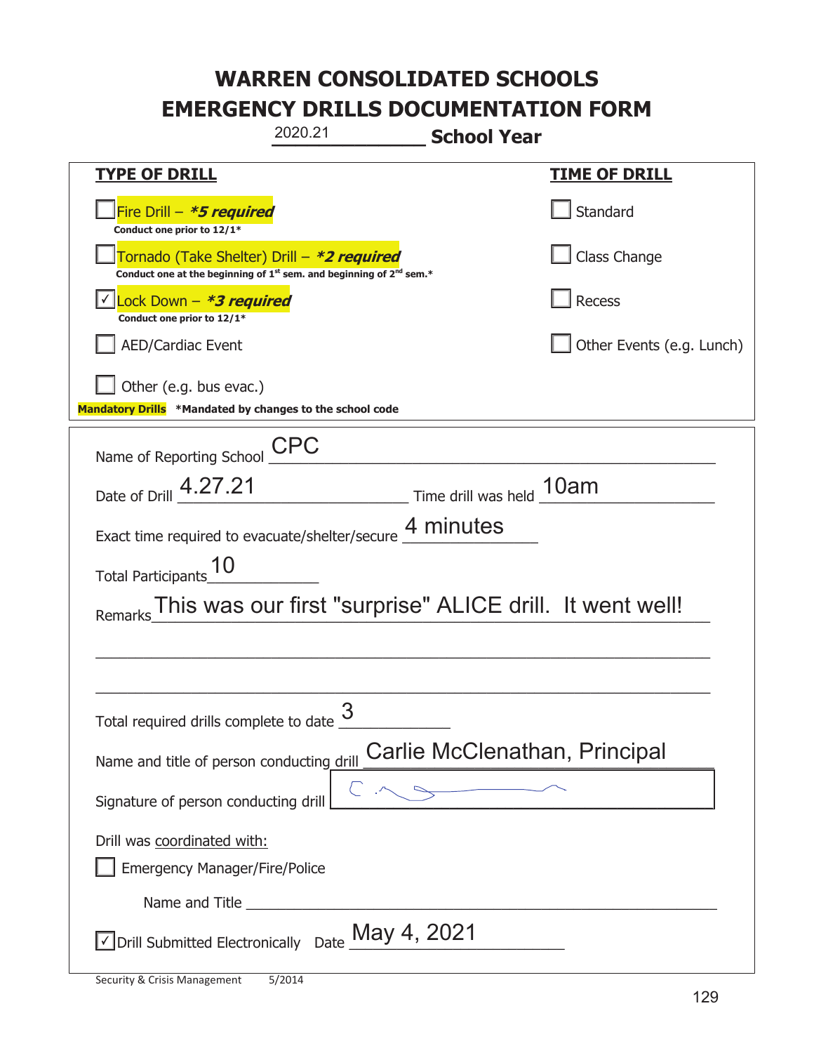# WARREN CONSOLIDATED SCHOOLS
# EMERGENCY DRILLS DOCUMENTATION FORM

2020.21 **School Year**

| **TYPE OF DRILL** | **TIME OF DRILL** |
|---|---|
| ☐ Fire Drill – ***5 required*** <br> **Conduct one prior to 12/1*** | ☐ Standard |
| ☐ Tornado (Take Shelter) Drill – ***2 required*** <br> **Conduct one at the beginning of 1st sem. and beginning of 2nd sem.*** | ☐ Class Change |
| ☑ Lock Down – ***3 required*** <br> **Conduct one prior to 12/1*** | ☐ Recess |
| ☐ AED/Cardiac Event | ☐ Other Events (e.g. Lunch) |
| ☐ Other (e.g. bus evac.) | |

**Mandatory Drills** **\*Mandated by changes to the school code**

Name of Reporting School: CPC

Date of Drill: 4.27.21 Time drill was held: 10am

Exact time required to evacuate/shelter/secure: 4 minutes

Total Participants: 10

Remarks: This was our first "surprise" ALICE drill. It went well!

Total required drills complete to date: 3

Name and title of person conducting drill: Carlie McClenathan, Principal

Signature of person conducting drill: [signature]

Drill was coordinated with:

☐ Emergency Manager/Fire/Police

Name and Title: ______________________

☑ Drill Submitted Electronically Date: May 4, 2021

Security & Crisis Management 5/2014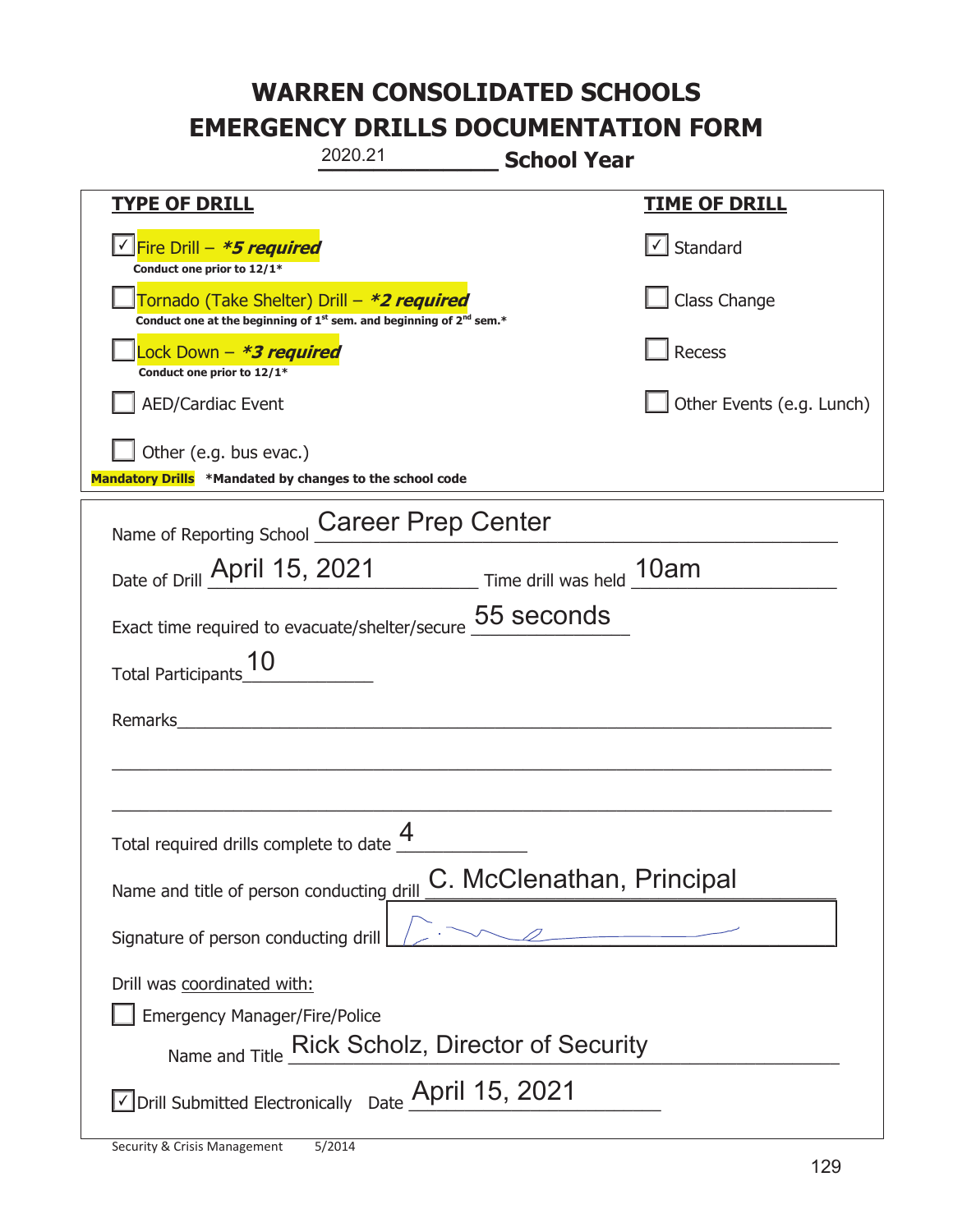# WARREN CONSOLIDATED SCHOOLS
# EMERGENCY DRILLS DOCUMENTATION FORM

2020.21 **School Year**

| **TYPE OF DRILL** | **TIME OF DRILL** |
|---|---|
| ☑ Fire Drill – ***5 required*** <br> **Conduct one prior to 12/1*** | ☑ Standard |
| ☐ Tornado (Take Shelter) Drill – ***2 required*** <br> **Conduct one at the beginning of 1st sem. and beginning of 2nd sem.*** | ☐ Class Change |
| ☐ Lock Down – ***3 required*** <br> **Conduct one prior to 12/1*** | ☐ Recess |
| ☐ AED/Cardiac Event | ☐ Other Events (e.g. Lunch) |
| ☐ Other (e.g. bus evac.) | |

**Mandatory Drills** **\*Mandated by changes to the school code**

Name of Reporting School: Career Prep Center

Date of Drill: April 15, 2021 Time drill was held: 10am

Exact time required to evacuate/shelter/secure: 55 seconds

Total Participants: 10

Remarks: ______________________________________________

Total required drills complete to date: 4

Name and title of person conducting drill: C. McClenathan, Principal

Signature of person conducting drill: [signature]

Drill was coordinated with:

☐ Emergency Manager/Fire/Police

Name and Title: Rick Scholz, Director of Security

☑ Drill Submitted Electronically Date: April 15, 2021

Security & Crisis Management 5/2014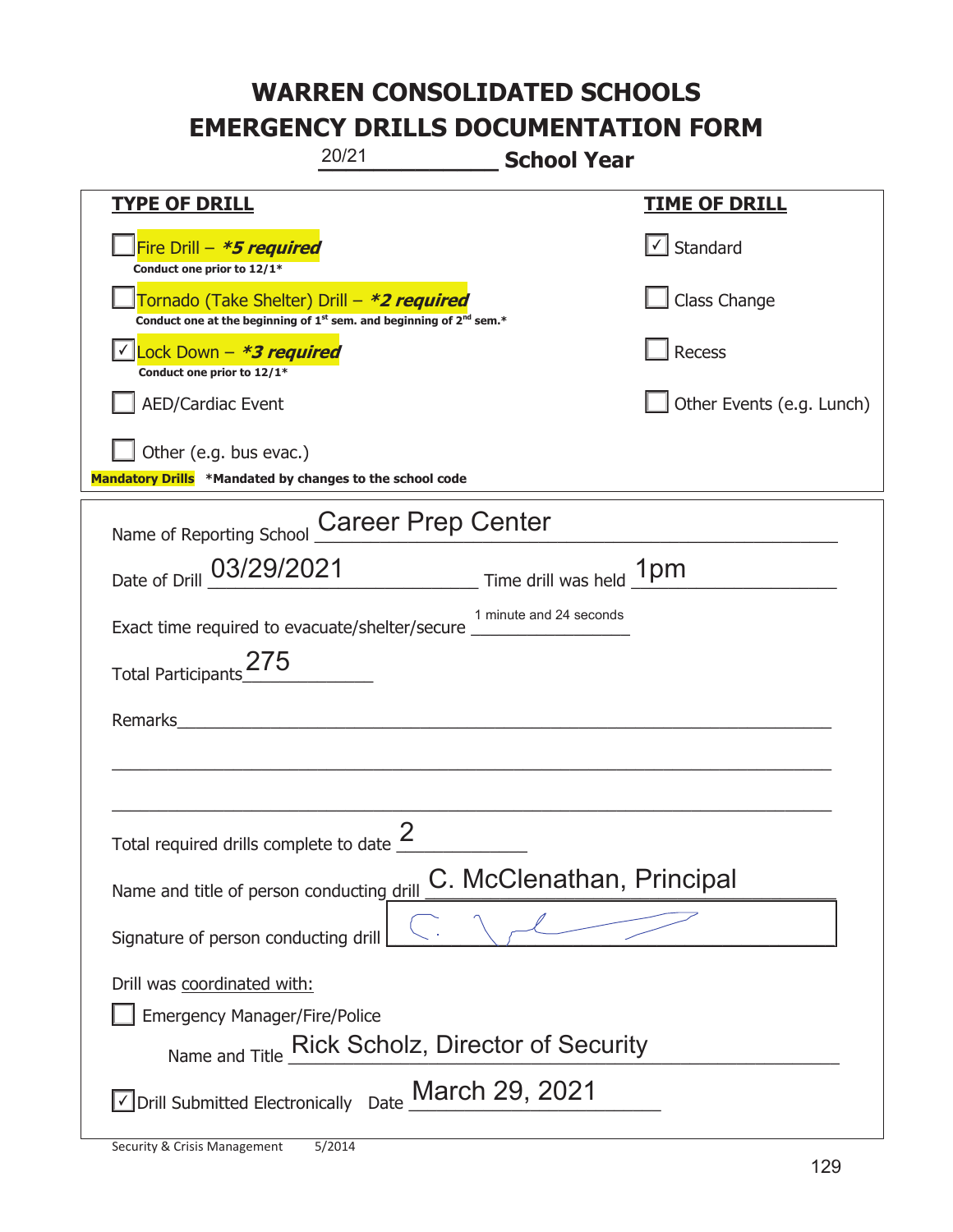# WARREN CONSOLIDATED SCHOOLS
# EMERGENCY DRILLS DOCUMENTATION FORM

20/21 **School Year**

| TYPE OF DRILL | TIME OF DRILL |
|---|---|
| ☐ Fire Drill – ***5 required***<br>**Conduct one prior to 12/1*** | ☑ Standard |
| ☐ Tornado (Take Shelter) Drill – ***2 required***<br>**Conduct one at the beginning of 1st sem. and beginning of 2nd sem.*** | ☐ Class Change |
| ☑ Lock Down – ***3 required***<br>**Conduct one prior to 12/1*** | ☐ Recess |
| ☐ AED/Cardiac Event | ☐ Other Events (e.g. Lunch) |
| ☐ Other (e.g. bus evac.) | |

**Mandatory Drills** ***Mandated by changes to the school code**

Name of Reporting School: Career Prep Center

Date of Drill: 03/29/2021 Time drill was held: 1pm

Exact time required to evacuate/shelter/secure: 1 minute and 24 seconds

Total Participants: 275

Remarks: ___

Total required drills complete to date: 2

Name and title of person conducting drill: C. McClenathan, Principal

Signature of person conducting drill: [signature]

Drill was coordinated with:

☐ Emergency Manager/Fire/Police

Name and Title: Rick Scholz, Director of Security

☑ Drill Submitted Electronically Date: March 29, 2021

Security & Crisis Management 5/2014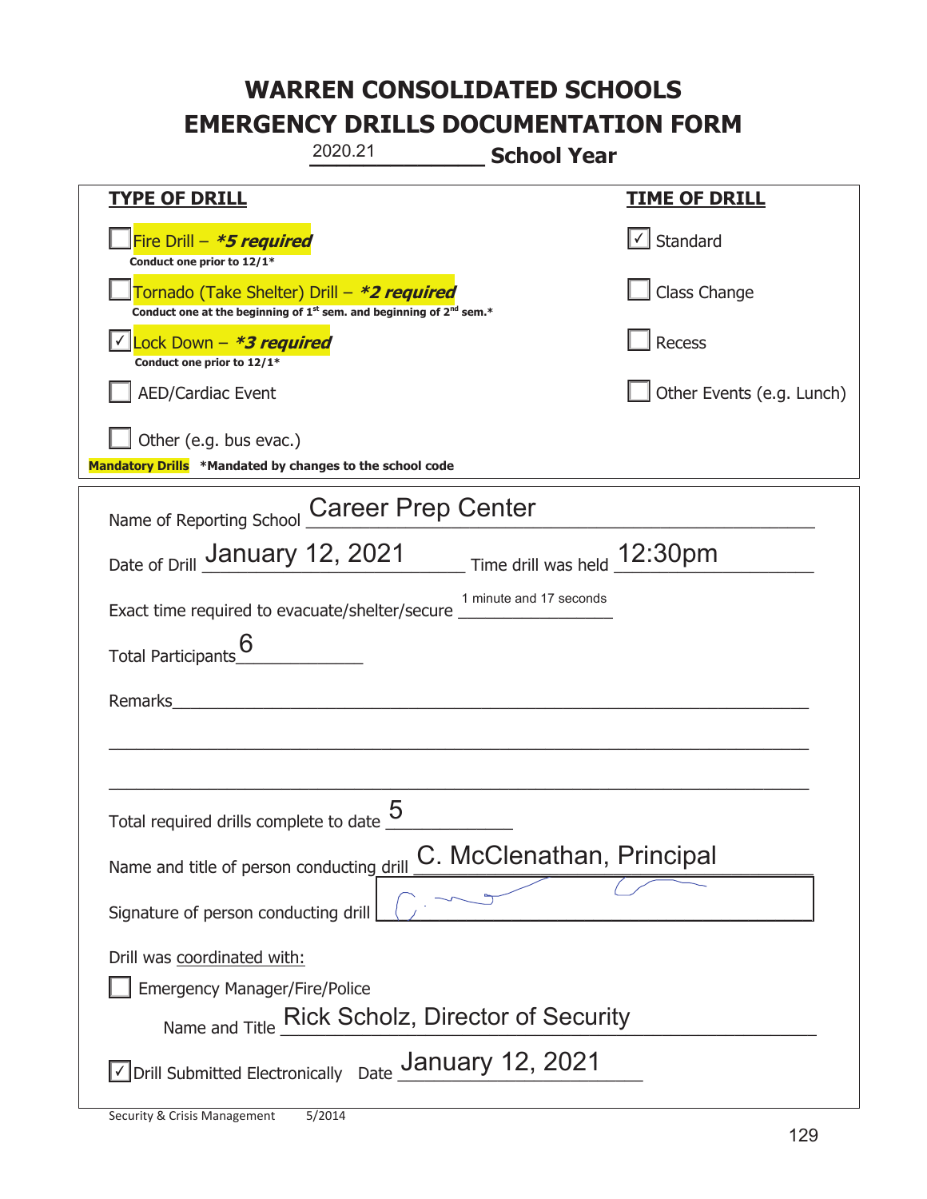# WARREN CONSOLIDATED SCHOOLS
# EMERGENCY DRILLS DOCUMENTATION FORM

2020.21 **School Year**

| **TYPE OF DRILL** | **TIME OF DRILL** |
|---|---|
| ☐ Fire Drill – ***5 required*** <br> **Conduct one prior to 12/1*** | ☑ Standard |
| ☐ Tornado (Take Shelter) Drill – ***2 required*** <br> **Conduct one at the beginning of 1st sem. and beginning of 2nd sem.*** | ☐ Class Change |
| ☑ Lock Down – ***3 required*** <br> **Conduct one prior to 12/1*** | ☐ Recess |
| ☐ AED/Cardiac Event | ☐ Other Events (e.g. Lunch) |
| ☐ Other (e.g. bus evac.) | |

**Mandatory Drills** **\*Mandated by changes to the school code**

Name of Reporting School: Career Prep Center

Date of Drill: January 12, 2021    Time drill was held: 12:30pm

Exact time required to evacuate/shelter/secure: 1 minute and 17 seconds

Total Participants: 6

Remarks: ______________________________

Total required drills complete to date: 5

Name and title of person conducting drill: C. McClenathan, Principal

Signature of person conducting drill: [signature]

Drill was coordinated with:

☐ Emergency Manager/Fire/Police

Name and Title: Rick Scholz, Director of Security

☑ Drill Submitted Electronically    Date: January 12, 2021

Security & Crisis Management    5/2014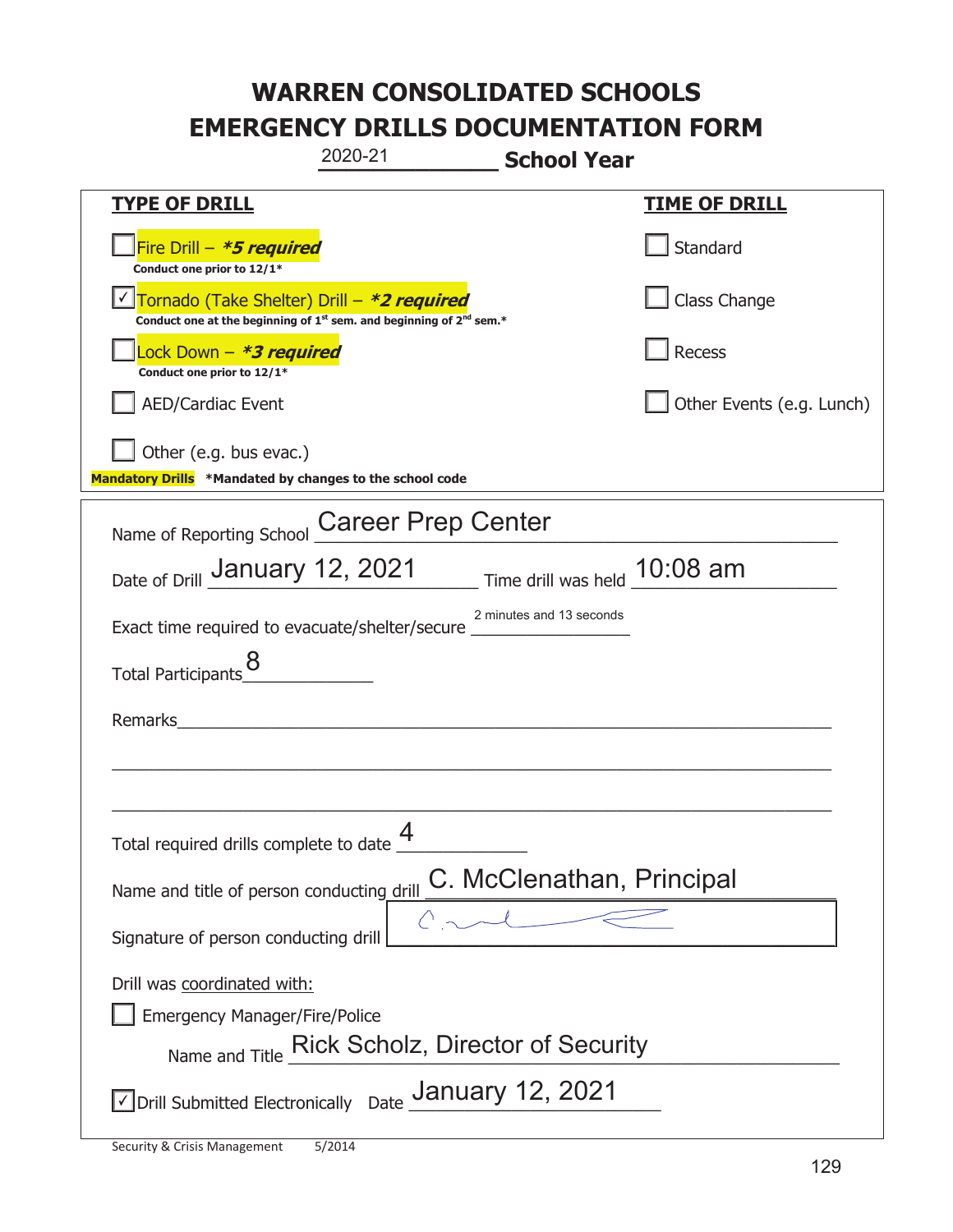# WARREN CONSOLIDATED SCHOOLS
# EMERGENCY DRILLS DOCUMENTATION FORM

2020-21 **School Year**

| **TYPE OF DRILL** | **TIME OF DRILL** |
|---|---|
| ☐ Fire Drill – ***5 required*** <br> **Conduct one prior to 12/1*** | ☐ Standard |
| ☑ Tornado (Take Shelter) Drill – ***2 required*** <br> **Conduct one at the beginning of 1st sem. and beginning of 2nd sem.*** | ☐ Class Change |
| ☐ Lock Down – ***3 required*** <br> **Conduct one prior to 12/1*** | ☐ Recess |
| ☐ AED/Cardiac Event | ☐ Other Events (e.g. Lunch) |
| ☐ Other (e.g. bus evac.) | |

**Mandatory Drills** **\*Mandated by changes to the school code**

Name of Reporting School: Career Prep Center

Date of Drill: January 12, 2021 Time drill was held: 10:08 am

Exact time required to evacuate/shelter/secure: 2 minutes and 13 seconds

Total Participants: 8

Remarks: ______

Total required drills complete to date: 4

Name and title of person conducting drill: C. McClenathan, Principal

Signature of person conducting drill: [signature]

Drill was coordinated with:

☐ Emergency Manager/Fire/Police

Name and Title: Rick Scholz, Director of Security

☑ Drill Submitted Electronically Date: January 12, 2021

Security & Crisis Management 5/2014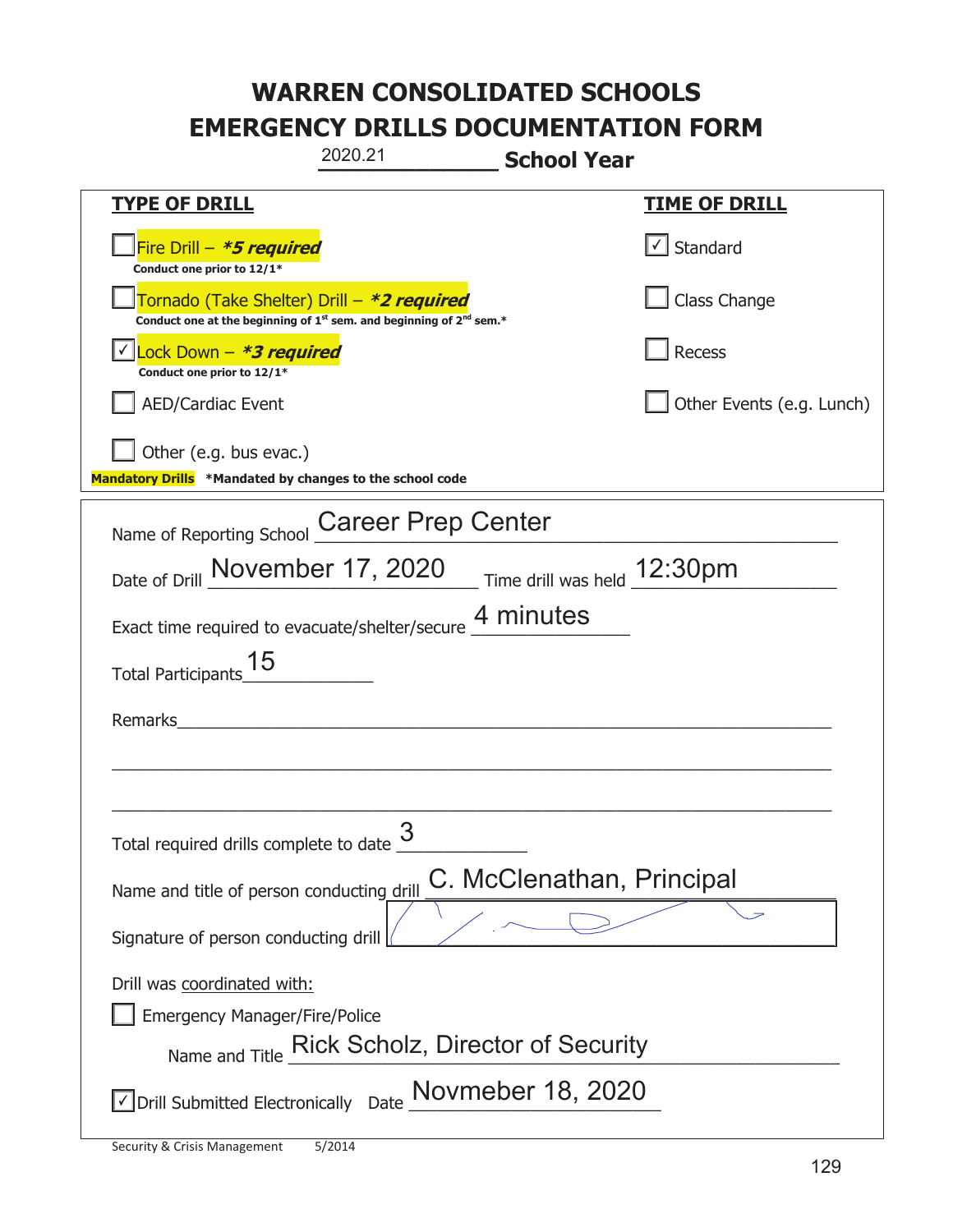# WARREN CONSOLIDATED SCHOOLS
# EMERGENCY DRILLS DOCUMENTATION FORM

2020.21 **School Year**

| **TYPE OF DRILL** | **TIME OF DRILL** |
|---|---|
| ☐ Fire Drill – ***5 required*** <br> **Conduct one prior to 12/1*** | ☑ Standard |
| ☐ Tornado (Take Shelter) Drill – ***2 required*** <br> **Conduct one at the beginning of 1st sem. and beginning of 2nd sem.*** | ☐ Class Change |
| ☑ Lock Down – ***3 required*** <br> **Conduct one prior to 12/1*** | ☐ Recess |
| ☐ AED/Cardiac Event | ☐ Other Events (e.g. Lunch) |
| ☐ Other (e.g. bus evac.) | |

**Mandatory Drills** **\*Mandated by changes to the school code**

Name of Reporting School: Career Prep Center

Date of Drill: November 17, 2020 Time drill was held: 12:30pm

Exact time required to evacuate/shelter/secure: 4 minutes

Total Participants: 15

Remarks: ______________________________

Total required drills complete to date: 3

Name and title of person conducting drill: C. McClenathan, Principal

Signature of person conducting drill: [signature]

Drill was coordinated with:

☐ Emergency Manager/Fire/Police

Name and Title: Rick Scholz, Director of Security

☑ Drill Submitted Electronically Date: Novmeber 18, 2020

Security & Crisis Management 5/2014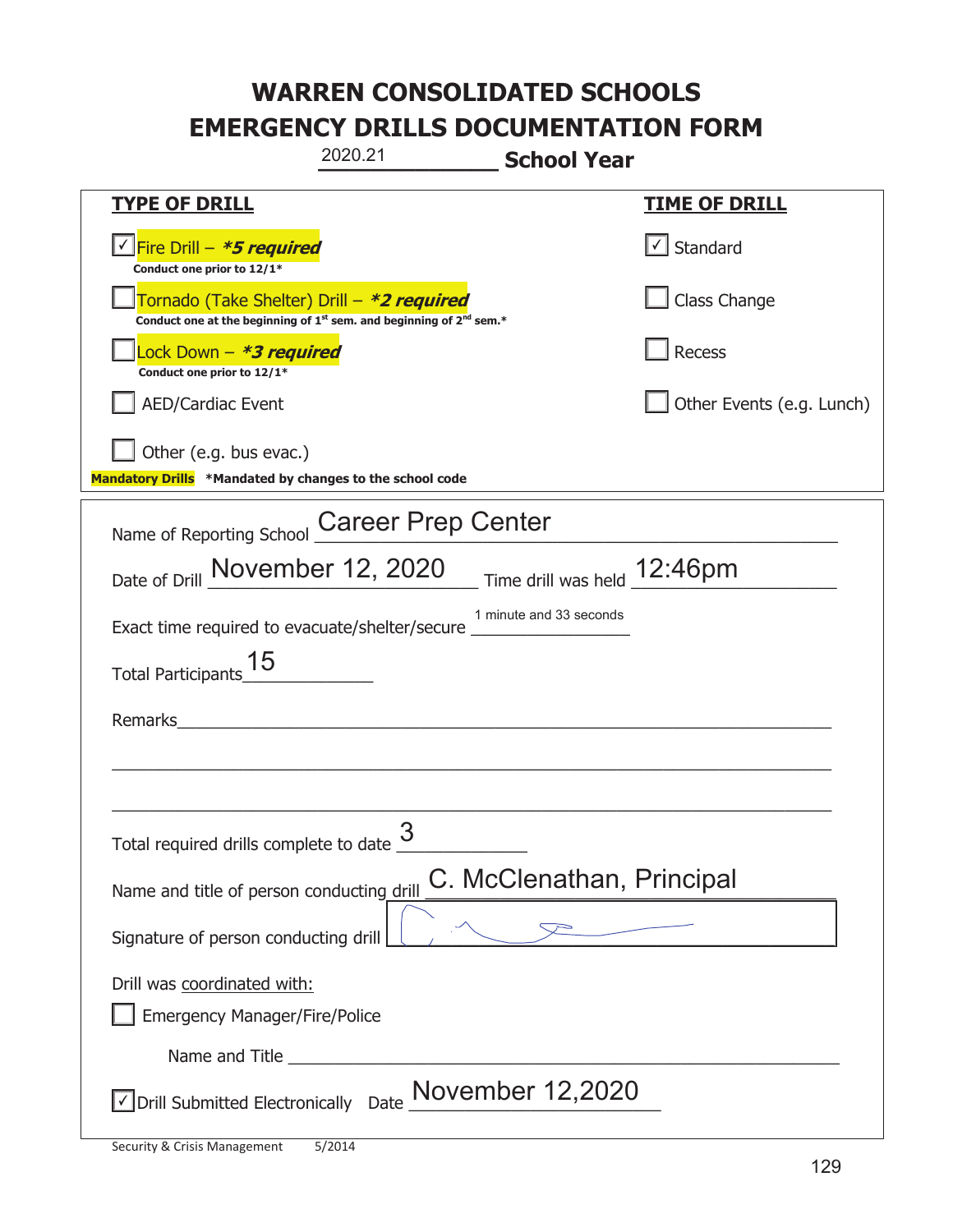# WARREN CONSOLIDATED SCHOOLS
# EMERGENCY DRILLS DOCUMENTATION FORM

2020.21 **School Year**

| **TYPE OF DRILL** | **TIME OF DRILL** |
|---|---|
| ☑ Fire Drill – ***5 required*** <br> **Conduct one prior to 12/1*** | ☑ Standard |
| ☐ Tornado (Take Shelter) Drill – ***2 required*** <br> **Conduct one at the beginning of 1st sem. and beginning of 2nd sem.*** | ☐ Class Change |
| ☐ Lock Down – ***3 required*** <br> **Conduct one prior to 12/1*** | ☐ Recess |
| ☐ AED/Cardiac Event | ☐ Other Events (e.g. Lunch) |
| ☐ Other (e.g. bus evac.) | |

**Mandatory Drills** **\*Mandated by changes to the school code**

Name of Reporting School: Career Prep Center

Date of Drill: November 12, 2020 Time drill was held: 12:46pm

Exact time required to evacuate/shelter/secure: 1 minute and 33 seconds

Total Participants: 15

Remarks: 

Total required drills complete to date: 3

Name and title of person conducting drill: C. McClenathan, Principal

Signature of person conducting drill: [signature]

Drill was coordinated with:

☐ Emergency Manager/Fire/Police

Name and Title: 

☑ Drill Submitted Electronically Date: November 12,2020

Security & Crisis Management 5/2014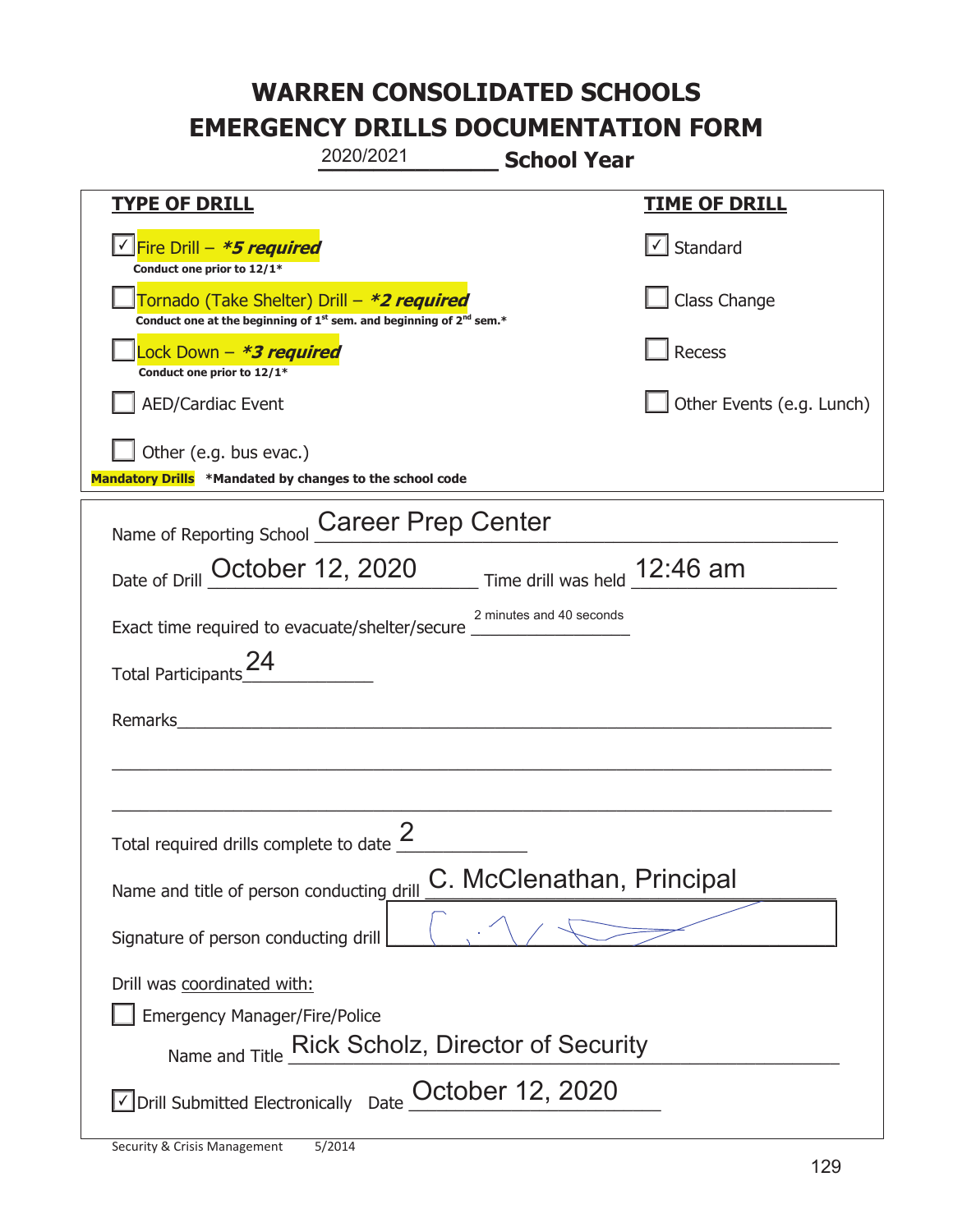# WARREN CONSOLIDATED SCHOOLS
# EMERGENCY DRILLS DOCUMENTATION FORM

2020/2021 **School Year**

| **TYPE OF DRILL** | **TIME OF DRILL** |
| --- | --- |
| ☑ Fire Drill – ***5 required*** <br> **Conduct one prior to 12/1*** | ☑ Standard |
| ☐ Tornado (Take Shelter) Drill – ***2 required*** <br> **Conduct one at the beginning of 1st sem. and beginning of 2nd sem.*** | ☐ Class Change |
| ☐ Lock Down – ***3 required*** <br> **Conduct one prior to 12/1*** | ☐ Recess |
| ☐ AED/Cardiac Event | ☐ Other Events (e.g. Lunch) |
| ☐ Other (e.g. bus evac.) | |

**Mandatory Drills** ***Mandated by changes to the school code**

Name of Reporting School: Career Prep Center

Date of Drill: October 12, 2020 Time drill was held: 12:46 am

Exact time required to evacuate/shelter/secure: 2 minutes and 40 seconds

Total Participants: 24

Remarks:

Total required drills complete to date: 2

Name and title of person conducting drill: C. McClenathan, Principal

Signature of person conducting drill: [signature]

Drill was coordinated with:

☐ Emergency Manager/Fire/Police

Name and Title: Rick Scholz, Director of Security

☑ Drill Submitted Electronically Date: October 12, 2020

Security & Crisis Management 5/2014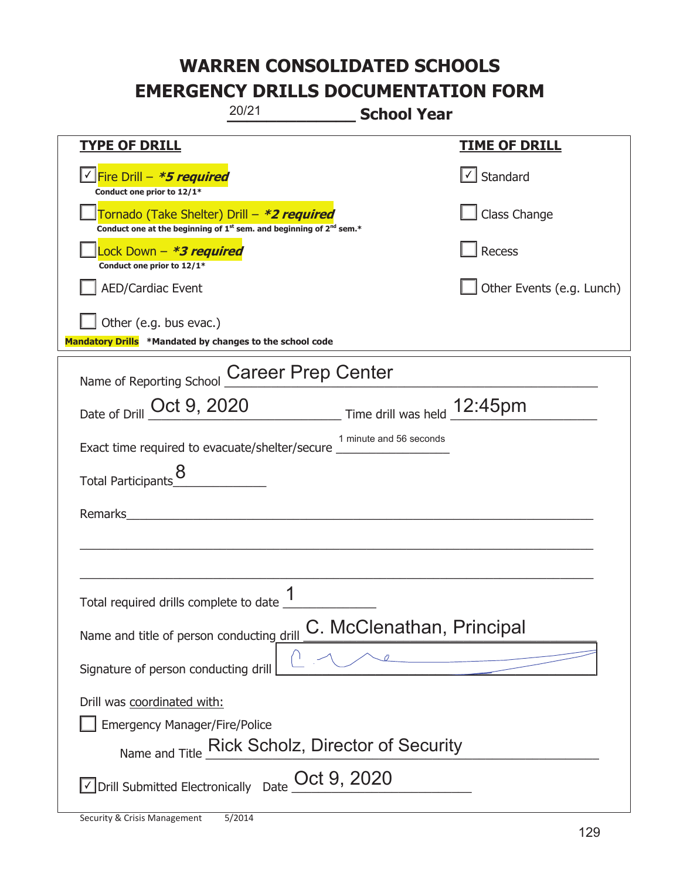# WARREN CONSOLIDATED SCHOOLS
# EMERGENCY DRILLS DOCUMENTATION FORM

20/21 **School Year**

| **TYPE OF DRILL** | **TIME OF DRILL** |
|---|---|
| ☑ Fire Drill – ***5 required*** <br> **Conduct one prior to 12/1*** | ☑ Standard |
| ☐ Tornado (Take Shelter) Drill – ***2 required*** <br> **Conduct one at the beginning of 1st sem. and beginning of 2nd sem.*** | ☐ Class Change |
| ☐ Lock Down – ***3 required*** <br> **Conduct one prior to 12/1*** | ☐ Recess |
| ☐ AED/Cardiac Event | ☐ Other Events (e.g. Lunch) |
| ☐ Other (e.g. bus evac.) | |

**Mandatory Drills** **\*Mandated by changes to the school code**

Name of Reporting School: Career Prep Center

Date of Drill: Oct 9, 2020 Time drill was held: 12:45pm

Exact time required to evacuate/shelter/secure: 1 minute and 56 seconds

Total Participants: 8

Remarks: ______________________________

Total required drills complete to date: 1

Name and title of person conducting drill: C. McClenathan, Principal

Signature of person conducting drill: [signature]

Drill was coordinated with:

☐ Emergency Manager/Fire/Police

Name and Title: Rick Scholz, Director of Security

☑ Drill Submitted Electronically Date: Oct 9, 2020

Security & Crisis Management 5/2014